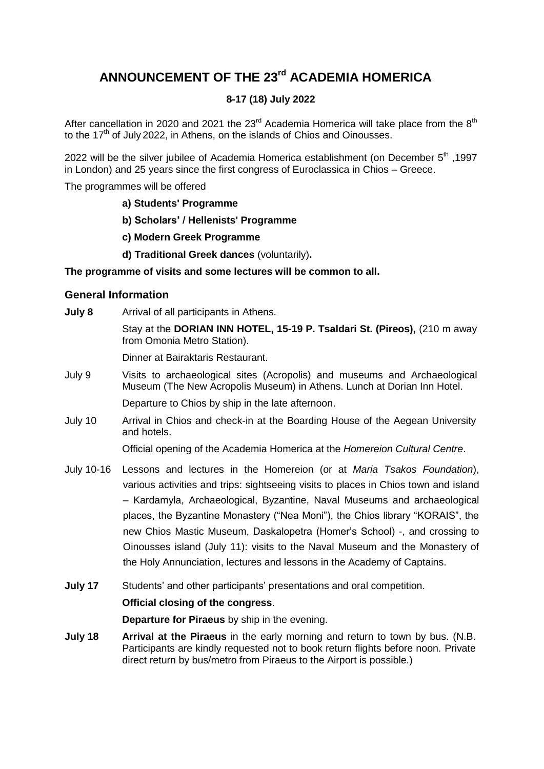# ANNOUNCEMENT OF THE 23rd ACADEMIA HOMERICA

**8-17 (18) July 2022**

After cancellation in 2020 and 2021 the 23rd Academia Homerica will take place from the 8th to the 17th of July 2022, in Athens, on the islands of Chios and Oinousses.

2022 will be the silver jubilee of Academia Homerica establishment (on December 5th ,1997 in London) and 25 years since the first congress of Euroclassica in Chios – Greece.

The programmes will be offered

- **a) Students' Programme**
- **b) Scholars' / Hellenists' Programme**
- **c) Modern Greek Programme**
- **d) Traditional Greek dances** (voluntarily)**.**

**The programme of visits and some lectures will be common to all.**

## General Information

**July 8** Arrival of all participants in Athens.

Stay at the **DORIAN INN HOTEL, 15-19 P. Tsaldari St. (Pireos),** (210 m away from Omonia Metro Station).

Dinner at Bairaktaris Restaurant.

July 9 Visits to archaeological sites (Acropolis) and museums and Archaeological Museum (The New Acropolis Museum) in Athens. Lunch at Dorian Inn Hotel.

Departure to Chios by ship in the late afternoon.

July 10 Arrival in Chios and check-in at the Boarding House of the Aegean University and hotels.

Official opening of the Academia Homerica at the *Homereion Cultural Centre*.

July 10-16 Lessons and lectures in the Homereion (or at *Maria Tsakos Foundation*), various activities and trips: sightseeing visits to places in Chios town and island – Kardamyla, Archaeological, Byzantine, Naval Museums and archaeological places, the Byzantine Monastery ("Nea Moni"), the Chios library "KORAIS", the new Chios Mastic Museum, Daskalopetra (Homer's School) -, and crossing to Oinousses island (July 11): visits to the Naval Museum and the Monastery of the Holy Annunciation, lectures and lessons in the Academy of Captains.

**July 17** Students' and other participants' presentations and oral competition.

**Official closing of the congress**.

**Departure for Piraeus** by ship in the evening.

**July 18** **Arrival at the Piraeus** in the early morning and return to town by bus. (N.B. Participants are kindly requested not to book return flights before noon. Private direct return by bus/metro from Piraeus to the Airport is possible.)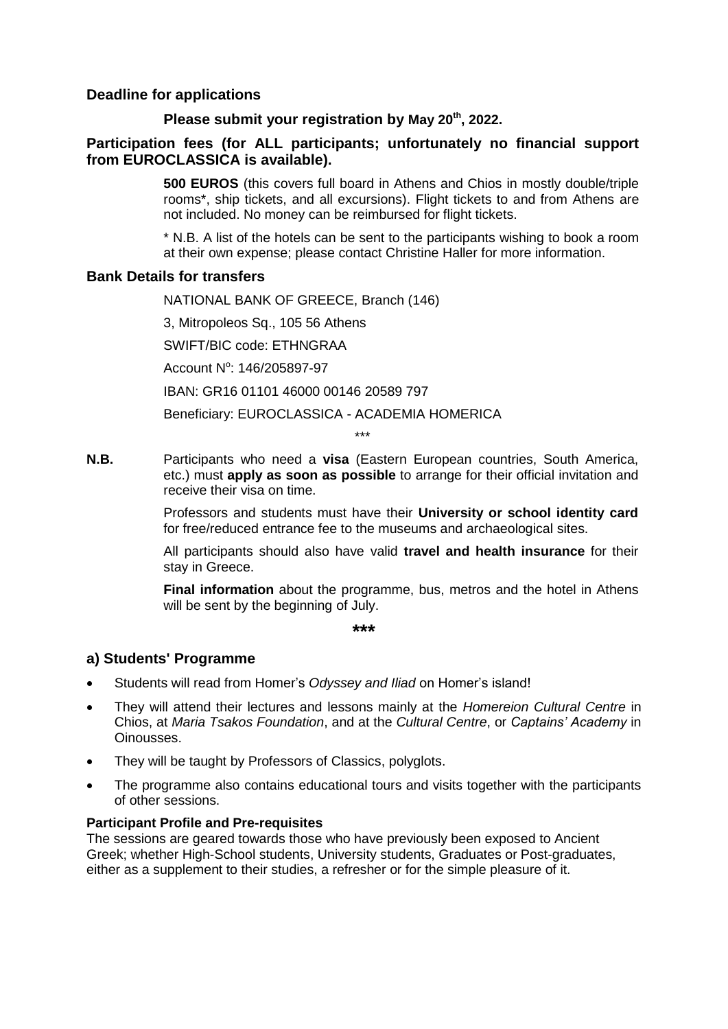## Deadline for applications

**Please submit your registration by May 20th, 2022.**

## Participation fees (for ALL participants; unfortunately no financial support from EUROCLASSICA is available).

**500 EUROS** (this covers full board in Athens and Chios in mostly double/triple rooms*, ship tickets, and all excursions). Flight tickets to and from Athens are not included. No money can be reimbursed for flight tickets.

* N.B. A list of the hotels can be sent to the participants wishing to book a room at their own expense; please contact Christine Haller for more information.

## Bank Details for transfers

NATIONAL BANK OF GREECE, Branch (146)

3, Mitropoleos Sq., 105 56 Athens

SWIFT/BIC code: ETHNGRAA

Account N°: 146/205897-97

IBAN: GR16 01101 46000 00146 20589 797

Beneficiary: EUROCLASSICA - ACADEMIA HOMERICA

\*\*\*

**N.B.** Participants who need a **visa** (Eastern European countries, South America, etc.) must **apply as soon as possible** to arrange for their official invitation and receive their visa on time.

Professors and students must have their **University or school identity card** for free/reduced entrance fee to the museums and archaeological sites.

All participants should also have valid **travel and health insurance** for their stay in Greece.

**Final information** about the programme, bus, metros and the hotel in Athens will be sent by the beginning of July.

**\*\*\***

## a) Students' Programme

- Students will read from Homer's *Odyssey and Iliad* on Homer's island!
- They will attend their lectures and lessons mainly at the *Homereion Cultural Centre* in Chios, at *Maria Tsakos Foundation*, and at the *Cultural Centre*, or *Captains' Academy* in Oinousses.
- They will be taught by Professors of Classics, polyglots.
- The programme also contains educational tours and visits together with the participants of other sessions.

**Participant Profile and Pre-requisites**

The sessions are geared towards those who have previously been exposed to Ancient Greek; whether High-School students, University students, Graduates or Post-graduates, either as a supplement to their studies, a refresher or for the simple pleasure of it.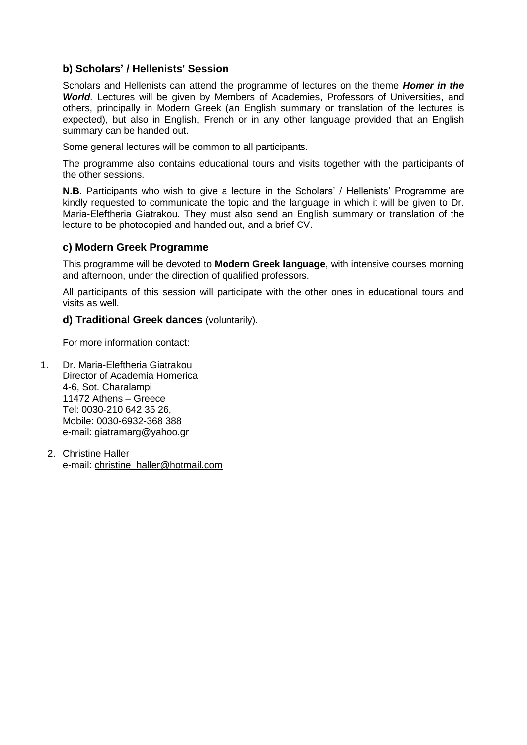### b) Scholars' / Hellenists' Session

Scholars and Hellenists can attend the programme of lectures on the theme ***Homer in the World***. Lectures will be given by Members of Academies, Professors of Universities, and others, principally in Modern Greek (an English summary or translation of the lectures is expected), but also in English, French or in any other language provided that an English summary can be handed out.

Some general lectures will be common to all participants.

The programme also contains educational tours and visits together with the participants of the other sessions.

**N.B.** Participants who wish to give a lecture in the Scholars' / Hellenists' Programme are kindly requested to communicate the topic and the language in which it will be given to Dr. Maria-Eleftheria Giatrakou. They must also send an English summary or translation of the lecture to be photocopied and handed out, and a brief CV.

### c) Modern Greek Programme

This programme will be devoted to **Modern Greek language**, with intensive courses morning and afternoon, under the direction of qualified professors.

All participants of this session will participate with the other ones in educational tours and visits as well.

### d) Traditional Greek dances (voluntarily).

For more information contact:

1. Dr. Maria-Eleftheria Giatrakou
   Director of Academia Homerica
   4-6, Sot. Charalampi
   11472 Athens – Greece
   Tel: 0030-210 642 35 26,
   Mobile: 0030-6932-368 388
   e-mail: giatramarg@yahoo.gr

2. Christine Haller
   e-mail: christine_haller@hotmail.com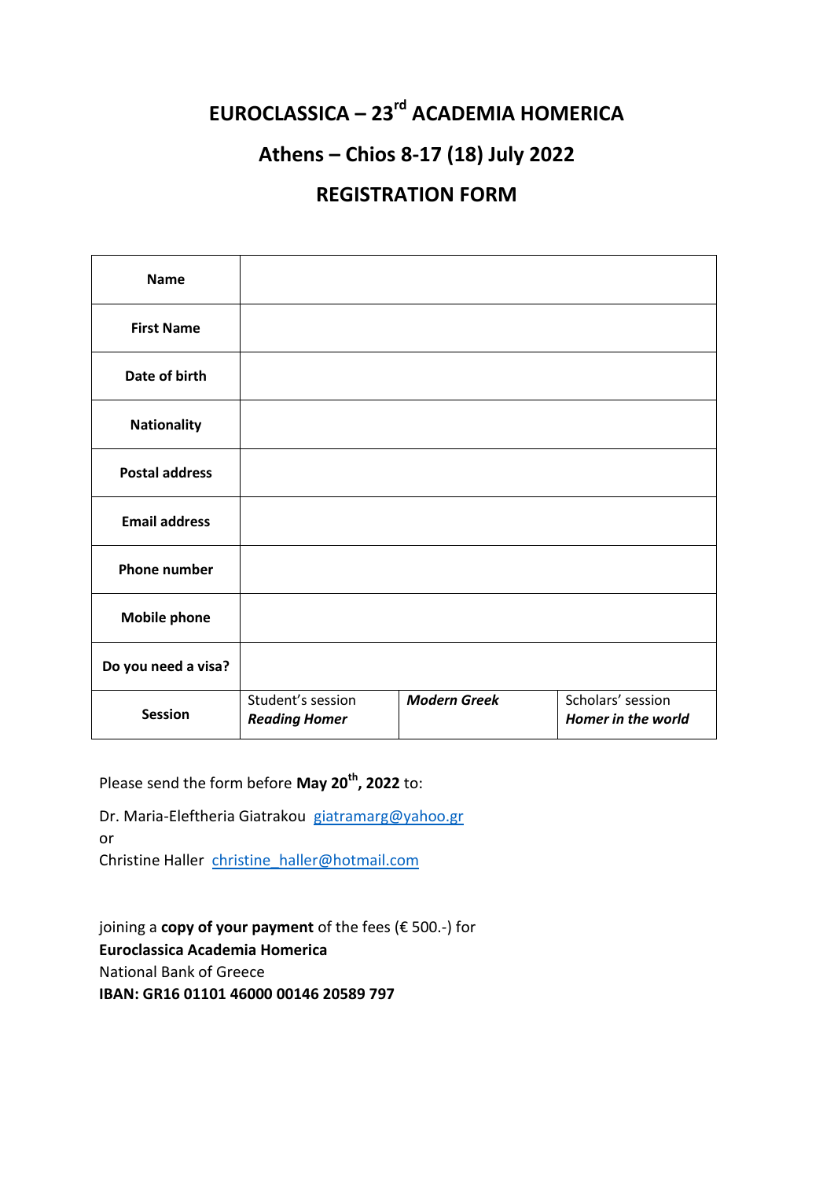# EUROCLASSICA – 23rd ACADEMIA HOMERICA

## Athens – Chios 8-17 (18) July 2022

## REGISTRATION FORM

| | | | |
|---|---|---|---|
| **Name** | | | |
| **First Name** | | | |
| **Date of birth** | | | |
| **Nationality** | | | |
| **Postal address** | | | |
| **Email address** | | | |
| **Phone number** | | | |
| **Mobile phone** | | | |
| **Do you need a visa?** | | | |
| **Session** | Student's session ***Reading Homer*** | ***Modern Greek*** | Scholars' session ***Homer in the world*** |

Please send the form before **May 20th, 2022** to:

Dr. Maria-Eleftheria Giatrakou giatramarg@yahoo.gr
or
Christine Haller christine_haller@hotmail.com

joining a **copy of your payment** of the fees (€ 500.-) for
**Euroclassica Academia Homerica**
National Bank of Greece
**IBAN: GR16 01101 46000 00146 20589 797**